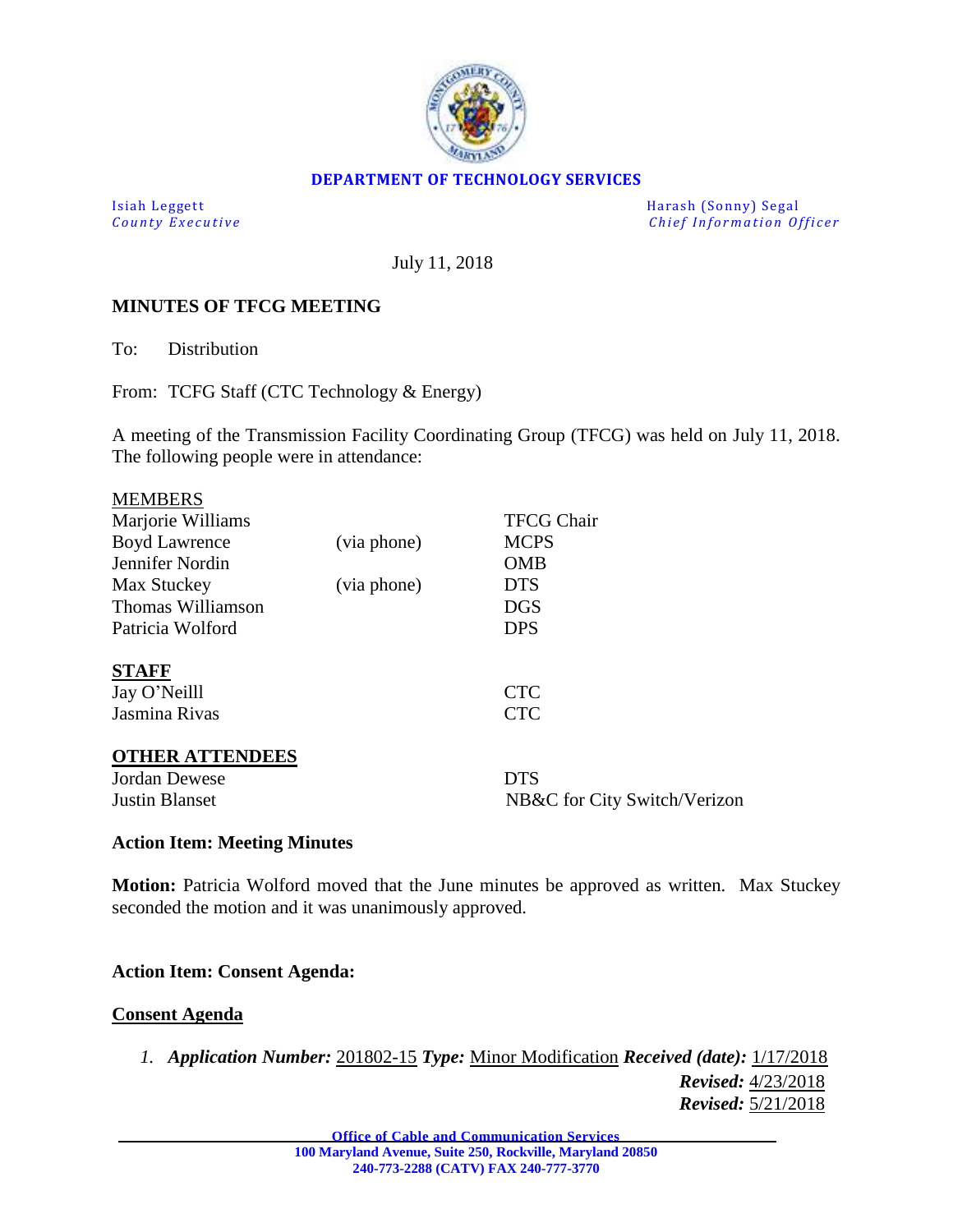**DEPARTMENT OF TECHNOLOGY SERVICES**

Isiah Leggett
*County Executive*

Harash (Sonny) Segal
*Chief Information Officer*

July 11, 2018

**MINUTES OF TFCG MEETING**

To: Distribution

From: TCFG Staff (CTC Technology & Energy)

A meeting of the Transmission Facility Coordinating Group (TFCG) was held on July 11, 2018. The following people were in attendance:

MEMBERS

| | | |
|---|---|---|
| Marjorie Williams | | TFCG Chair |
| Boyd Lawrence | (via phone) | MCPS |
| Jennifer Nordin | | OMB |
| Max Stuckey | (via phone) | DTS |
| Thomas Williamson | | DGS |
| Patricia Wolford | | DPS |

**STAFF**

| | |
|---|---|
| Jay O'Neilll | CTC |
| Jasmina Rivas | CTC |

**OTHER ATTENDEES**

| | |
|---|---|
| Jordan Dewese | DTS |
| Justin Blanset | NB&C for City Switch/Verizon |

**Action Item: Meeting Minutes**

**Motion:** Patricia Wolford moved that the June minutes be approved as written. Max Stuckey seconded the motion and it was unanimously approved.

**Action Item: Consent Agenda:**

**Consent Agenda**

1. ***Application Number:*** 201802-15 ***Type:*** Minor Modification ***Received (date):*** 1/17/2018
   ***Revised:*** 4/23/2018
   ***Revised:*** 5/21/2018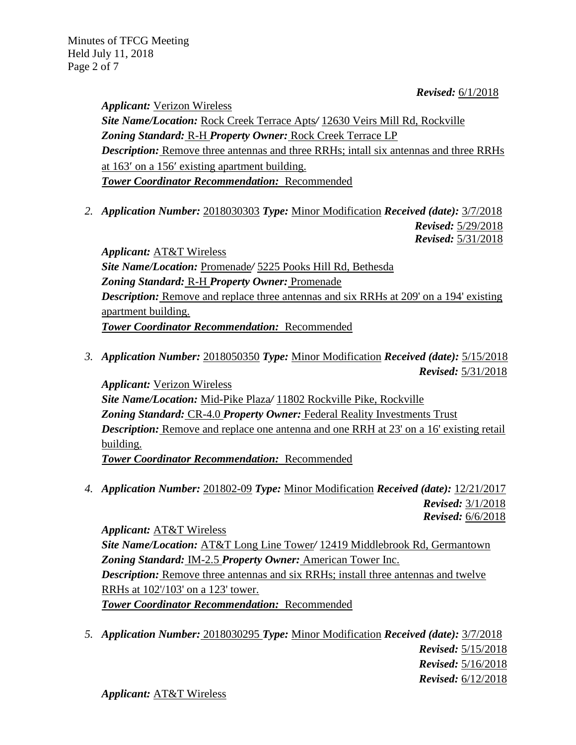***Revised:*** 6/1/2018

***Applicant:*** Verizon Wireless
***Site Name/Location:*** Rock Creek Terrace Apts*/* 12630 Veirs Mill Rd, Rockville
***Zoning Standard:*** R-H ***Property Owner:*** Rock Creek Terrace LP
***Description:*** Remove three antennas and three RRHs; intall six antennas and three RRHs at 163′ on a 156′ existing apartment building.
***Tower Coordinator Recommendation:*** Recommended

2. ***Application Number:*** 2018030303 ***Type:*** Minor Modification ***Received (date):*** 3/7/2018
***Revised:*** 5/29/2018
***Revised:*** 5/31/2018

***Applicant:*** AT&T Wireless
***Site Name/Location:*** Promenade*/* 5225 Pooks Hill Rd, Bethesda
***Zoning Standard:*** R-H ***Property Owner:*** Promenade
***Description:*** Remove and replace three antennas and six RRHs at 209' on a 194' existing apartment building.
***Tower Coordinator Recommendation:*** Recommended

3. ***Application Number:*** 2018050350 ***Type:*** Minor Modification ***Received (date):*** 5/15/2018
***Revised:*** 5/31/2018

***Applicant:*** Verizon Wireless
***Site Name/Location:*** Mid-Pike Plaza*/* 11802 Rockville Pike, Rockville
***Zoning Standard:*** CR-4.0 ***Property Owner:*** Federal Reality Investments Trust
***Description:*** Remove and replace one antenna and one RRH at 23' on a 16' existing retail building.
***Tower Coordinator Recommendation:*** Recommended

4. ***Application Number:*** 201802-09 ***Type:*** Minor Modification ***Received (date):*** 12/21/2017
***Revised:*** 3/1/2018
***Revised:*** 6/6/2018

***Applicant:*** AT&T Wireless
***Site Name/Location:*** AT&T Long Line Tower*/* 12419 Middlebrook Rd, Germantown
***Zoning Standard:*** IM-2.5 ***Property Owner:*** American Tower Inc.
***Description:*** Remove three antennas and six RRHs; install three antennas and twelve RRHs at 102'/103' on a 123' tower.
***Tower Coordinator Recommendation:*** Recommended

5. ***Application Number:*** 2018030295 ***Type:*** Minor Modification ***Received (date):*** 3/7/2018
***Revised:*** 5/15/2018
***Revised:*** 5/16/2018
***Revised:*** 6/12/2018

***Applicant:*** AT&T Wireless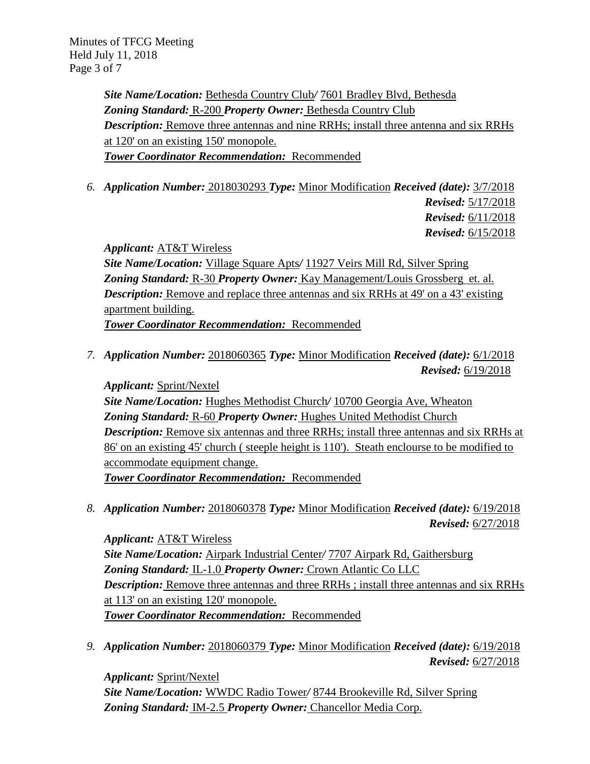***Site Name/Location:*** Bethesda Country Club/ 7601 Bradley Blvd, Bethesda
***Zoning Standard:*** R-200 ***Property Owner:*** Bethesda Country Club
***Description:*** Remove three antennas and nine RRHs; install three antenna and six RRHs at 120' on an existing 150' monopole.
***Tower Coordinator Recommendation:*** Recommended

6. ***Application Number:*** 2018030293 ***Type:*** Minor Modification ***Received (date):*** 3/7/2018
***Revised:*** 5/17/2018
***Revised:*** 6/11/2018
***Revised:*** 6/15/2018

***Applicant:*** AT&T Wireless
***Site Name/Location:*** Village Square Apts/ 11927 Veirs Mill Rd, Silver Spring
***Zoning Standard:*** R-30 ***Property Owner:*** Kay Management/Louis Grossberg et. al.
***Description:*** Remove and replace three antennas and six RRHs at 49' on a 43' existing apartment building.
***Tower Coordinator Recommendation:*** Recommended

7. ***Application Number:*** 2018060365 ***Type:*** Minor Modification ***Received (date):*** 6/1/2018
***Revised:*** 6/19/2018

***Applicant:*** Sprint/Nextel
***Site Name/Location:*** Hughes Methodist Church/ 10700 Georgia Ave, Wheaton
***Zoning Standard:*** R-60 ***Property Owner:*** Hughes United Methodist Church
***Description:*** Remove six antennas and three RRHs; install three antennas and six RRHs at 86' on an existing 45' church ( steeple height is 110'). Steath enclourse to be modified to accommodate equipment change.
***Tower Coordinator Recommendation:*** Recommended

8. ***Application Number:*** 2018060378 ***Type:*** Minor Modification ***Received (date):*** 6/19/2018
***Revised:*** 6/27/2018

***Applicant:*** AT&T Wireless
***Site Name/Location:*** Airpark Industrial Center/ 7707 Airpark Rd, Gaithersburg
***Zoning Standard:*** IL-1.0 ***Property Owner:*** Crown Atlantic Co LLC
***Description:*** Remove three antennas and three RRHs ; install three antennas and six RRHs at 113' on an existing 120' monopole.
***Tower Coordinator Recommendation:*** Recommended

9. ***Application Number:*** 2018060379 ***Type:*** Minor Modification ***Received (date):*** 6/19/2018
***Revised:*** 6/27/2018

***Applicant:*** Sprint/Nextel
***Site Name/Location:*** WWDC Radio Tower/ 8744 Brookeville Rd, Silver Spring
***Zoning Standard:*** IM-2.5 ***Property Owner:*** Chancellor Media Corp.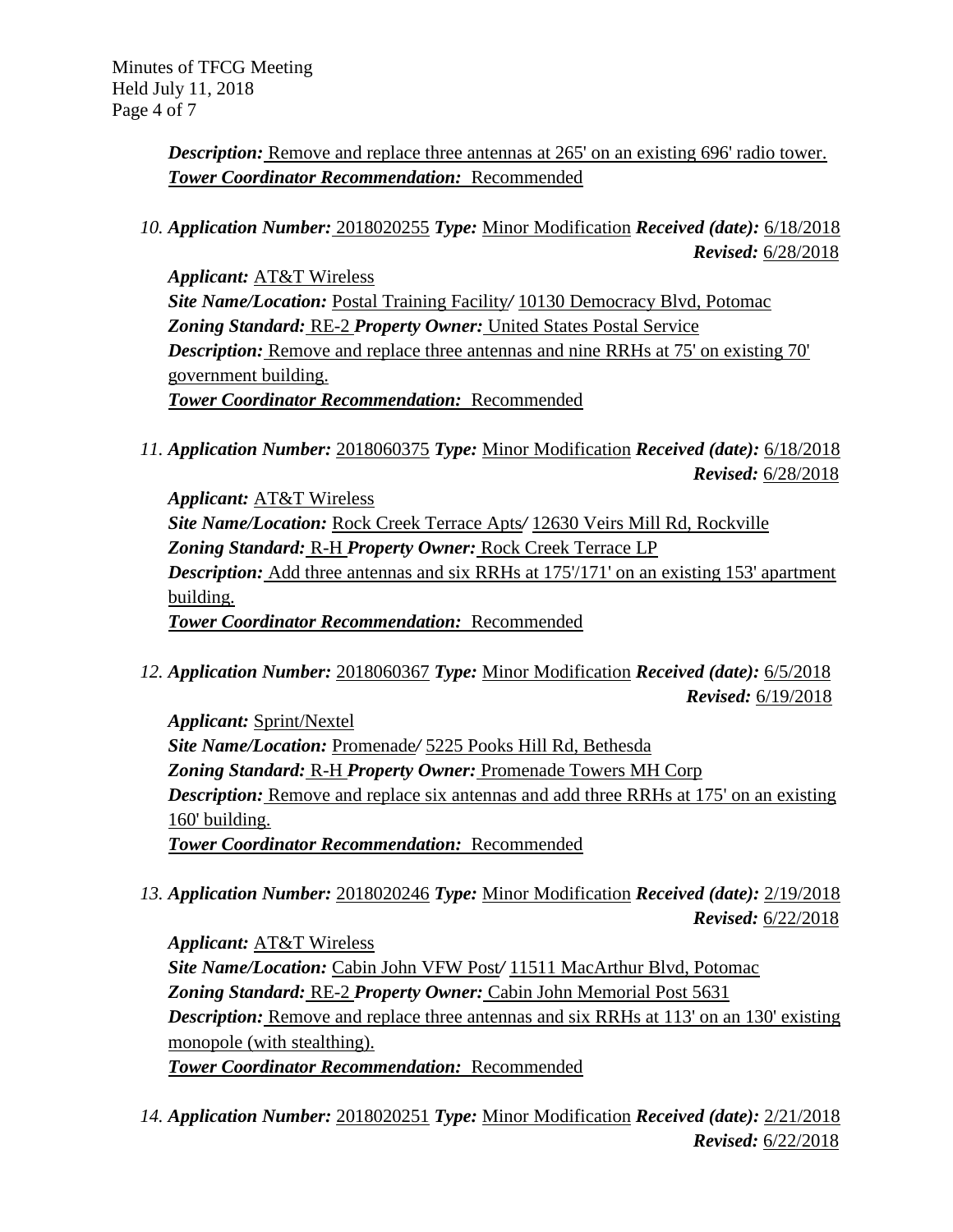***Description:*** Remove and replace three antennas at 265' on an existing 696' radio tower.
***Tower Coordinator Recommendation:*** Recommended

10. ***Application Number:*** 2018020255 ***Type:*** Minor Modification ***Received (date):*** 6/18/2018
***Revised:*** 6/28/2018

***Applicant:*** AT&T Wireless
***Site Name/Location:*** Postal Training Facility/ 10130 Democracy Blvd, Potomac
***Zoning Standard:*** RE-2 ***Property Owner:*** United States Postal Service
***Description:*** Remove and replace three antennas and nine RRHs at 75' on existing 70' government building.
***Tower Coordinator Recommendation:*** Recommended

11. ***Application Number:*** 2018060375 ***Type:*** Minor Modification ***Received (date):*** 6/18/2018
***Revised:*** 6/28/2018

***Applicant:*** AT&T Wireless
***Site Name/Location:*** Rock Creek Terrace Apts/ 12630 Veirs Mill Rd, Rockville
***Zoning Standard:*** R-H ***Property Owner:*** Rock Creek Terrace LP
***Description:*** Add three antennas and six RRHs at 175'/171' on an existing 153' apartment building.
***Tower Coordinator Recommendation:*** Recommended

12. ***Application Number:*** 2018060367 ***Type:*** Minor Modification ***Received (date):*** 6/5/2018
***Revised:*** 6/19/2018

***Applicant:*** Sprint/Nextel
***Site Name/Location:*** Promenade/ 5225 Pooks Hill Rd, Bethesda
***Zoning Standard:*** R-H ***Property Owner:*** Promenade Towers MH Corp
***Description:*** Remove and replace six antennas and add three RRHs at 175' on an existing 160' building.
***Tower Coordinator Recommendation:*** Recommended

13. ***Application Number:*** 2018020246 ***Type:*** Minor Modification ***Received (date):*** 2/19/2018
***Revised:*** 6/22/2018

***Applicant:*** AT&T Wireless
***Site Name/Location:*** Cabin John VFW Post/ 11511 MacArthur Blvd, Potomac
***Zoning Standard:*** RE-2 ***Property Owner:*** Cabin John Memorial Post 5631
***Description:*** Remove and replace three antennas and six RRHs at 113' on an 130' existing monopole (with stealthing).
***Tower Coordinator Recommendation:*** Recommended

14. ***Application Number:*** 2018020251 ***Type:*** Minor Modification ***Received (date):*** 2/21/2018
***Revised:*** 6/22/2018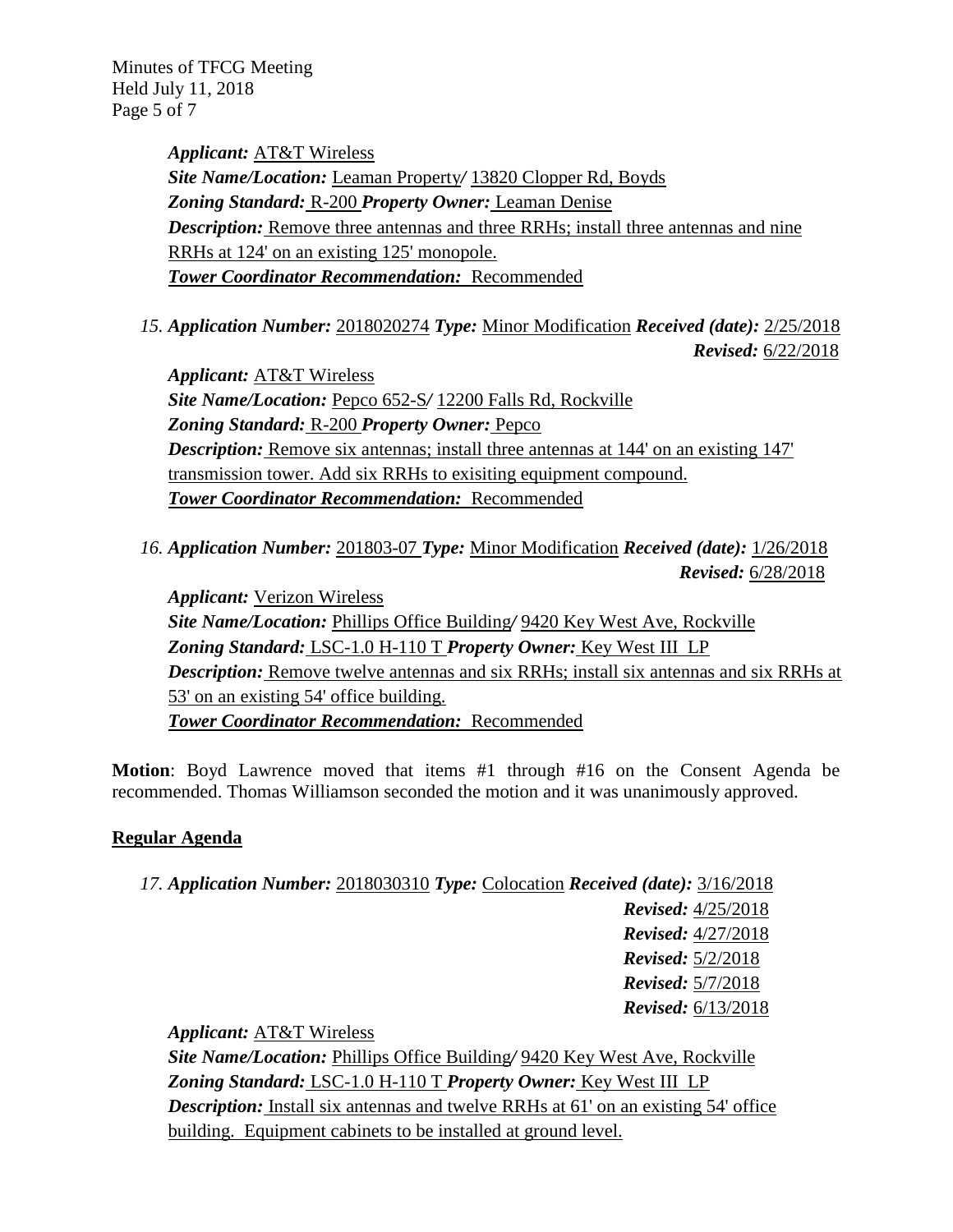*Applicant:* AT&T Wireless
*Site Name/Location:* Leaman Property/ 13820 Clopper Rd, Boyds
*Zoning Standard:* R-200 *Property Owner:* Leaman Denise
*Description:* Remove three antennas and three RRHs; install three antennas and nine RRHs at 124' on an existing 125' monopole.
***Tower Coordinator Recommendation:*** Recommended

15. *Application Number:* 2018020274 *Type:* Minor Modification *Received (date):* 2/25/2018
*Revised:* 6/22/2018

*Applicant:* AT&T Wireless
*Site Name/Location:* Pepco 652-S/ 12200 Falls Rd, Rockville
*Zoning Standard:* R-200 *Property Owner:* Pepco
*Description:* Remove six antennas; install three antennas at 144' on an existing 147' transmission tower. Add six RRHs to exisiting equipment compound.
***Tower Coordinator Recommendation:*** Recommended

16. *Application Number:* 201803-07 *Type:* Minor Modification *Received (date):* 1/26/2018
*Revised:* 6/28/2018

*Applicant:* Verizon Wireless
*Site Name/Location:* Phillips Office Building/ 9420 Key West Ave, Rockville
*Zoning Standard:* LSC-1.0 H-110 T *Property Owner:* Key West III LP
*Description:* Remove twelve antennas and six RRHs; install six antennas and six RRHs at 53' on an existing 54' office building.
***Tower Coordinator Recommendation:*** Recommended

**Motion**: Boyd Lawrence moved that items #1 through #16 on the Consent Agenda be recommended. Thomas Williamson seconded the motion and it was unanimously approved.

## Regular Agenda

17. *Application Number:* 2018030310 *Type:* Colocation *Received (date):* 3/16/2018
*Revised:* 4/25/2018
*Revised:* 4/27/2018
*Revised:* 5/2/2018
*Revised:* 5/7/2018
*Revised:* 6/13/2018

*Applicant:* AT&T Wireless
*Site Name/Location:* Phillips Office Building/ 9420 Key West Ave, Rockville
*Zoning Standard:* LSC-1.0 H-110 T *Property Owner:* Key West III LP
*Description:* Install six antennas and twelve RRHs at 61' on an existing 54' office building. Equipment cabinets to be installed at ground level.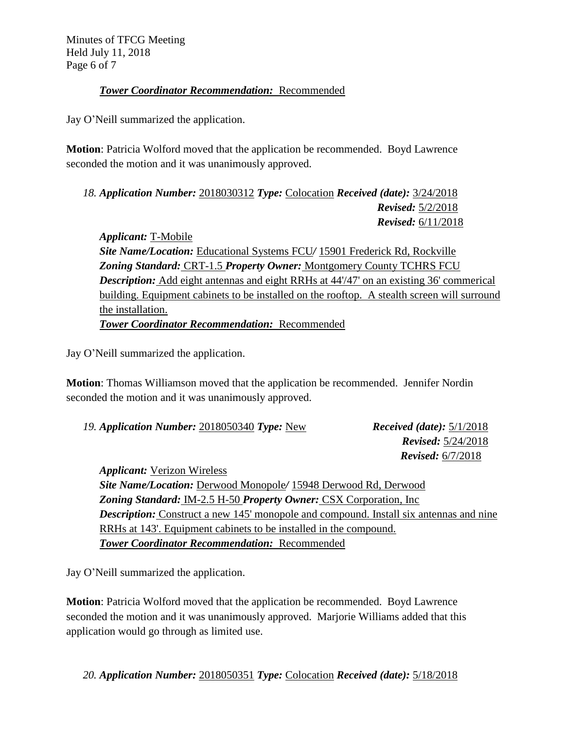***Tower Coordinator Recommendation:*** Recommended

Jay O'Neill summarized the application.

**Motion**: Patricia Wolford moved that the application be recommended. Boyd Lawrence seconded the motion and it was unanimously approved.

*18.* ***Application Number:*** 2018030312 ***Type:*** Colocation ***Received (date):*** 3/24/2018
***Revised:*** 5/2/2018
***Revised:*** 6/11/2018

***Applicant:*** T-Mobile
***Site Name/Location:*** Educational Systems FCU/ 15901 Frederick Rd, Rockville
***Zoning Standard:*** CRT-1.5 ***Property Owner:*** Montgomery County TCHRS FCU
***Description:*** Add eight antennas and eight RRHs at 44'/47' on an existing 36' commerical building. Equipment cabinets to be installed on the rooftop. A stealth screen will surround the installation.
***Tower Coordinator Recommendation:*** Recommended

Jay O'Neill summarized the application.

**Motion**: Thomas Williamson moved that the application be recommended. Jennifer Nordin seconded the motion and it was unanimously approved.

*19.* ***Application Number:*** 2018050340 ***Type:*** New ***Received (date):*** 5/1/2018
***Revised:*** 5/24/2018
***Revised:*** 6/7/2018

***Applicant:*** Verizon Wireless
***Site Name/Location:*** Derwood Monopole/ 15948 Derwood Rd, Derwood
***Zoning Standard:*** IM-2.5 H-50 ***Property Owner:*** CSX Corporation, Inc
***Description:*** Construct a new 145' monopole and compound. Install six antennas and nine RRHs at 143'. Equipment cabinets to be installed in the compound.
***Tower Coordinator Recommendation:*** Recommended

Jay O'Neill summarized the application.

**Motion**: Patricia Wolford moved that the application be recommended. Boyd Lawrence seconded the motion and it was unanimously approved. Marjorie Williams added that this application would go through as limited use.

*20.* ***Application Number:*** 2018050351 ***Type:*** Colocation ***Received (date):*** 5/18/2018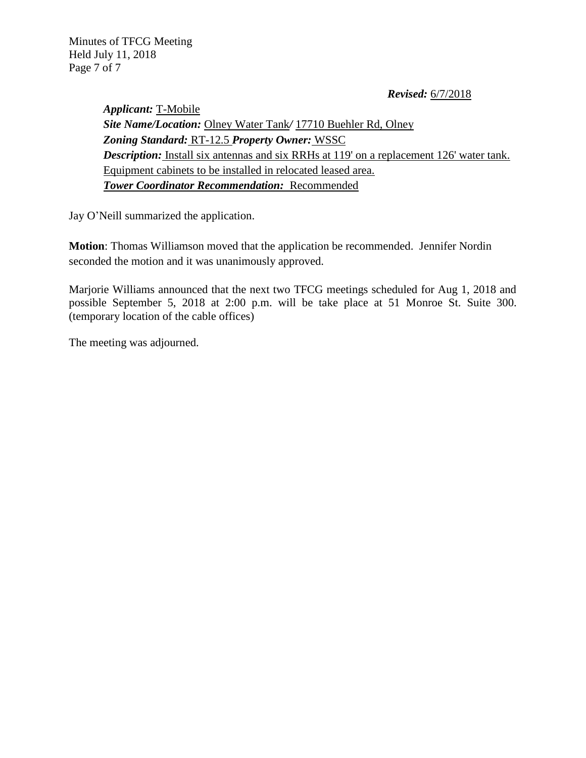***Revised:*** 6/7/2018

***Applicant:*** T-Mobile
***Site Name/Location:*** Olney Water Tank/ 17710 Buehler Rd, Olney
***Zoning Standard:*** RT-12.5 ***Property Owner:*** WSSC
***Description:*** Install six antennas and six RRHs at 119' on a replacement 126' water tank. Equipment cabinets to be installed in relocated leased area.
***Tower Coordinator Recommendation:*** Recommended

Jay O'Neill summarized the application.

**Motion**: Thomas Williamson moved that the application be recommended. Jennifer Nordin seconded the motion and it was unanimously approved.

Marjorie Williams announced that the next two TFCG meetings scheduled for Aug 1, 2018 and possible September 5, 2018 at 2:00 p.m. will be take place at 51 Monroe St. Suite 300. (temporary location of the cable offices)

The meeting was adjourned.